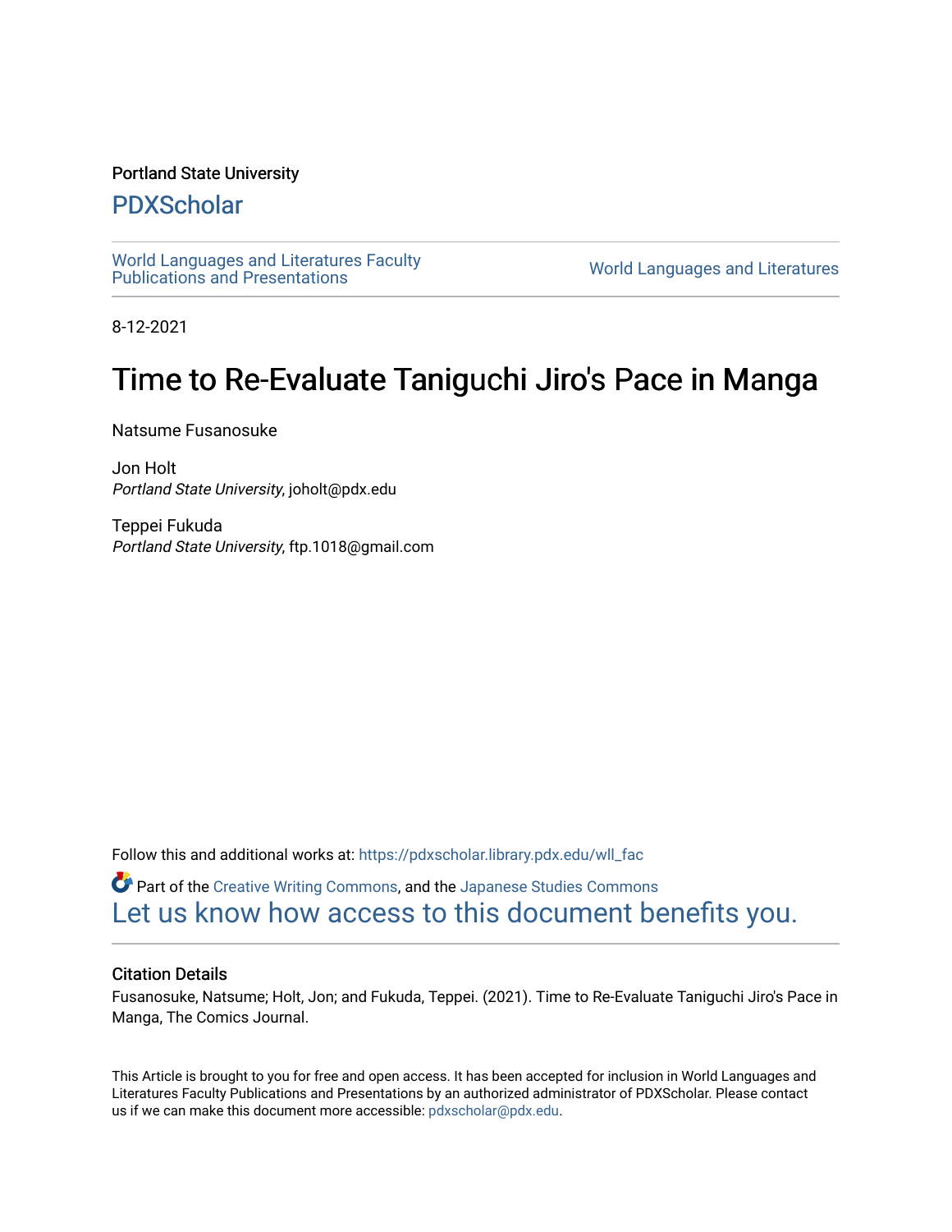Portland State University

# PDXScholar

World Languages and Literatures Faculty Publications and Presentations

World Languages and Literatures

8-12-2021

# Time to Re-Evaluate Taniguchi Jiro's Pace in Manga

Natsume Fusanosuke

Jon Holt
*Portland State University*, joholt@pdx.edu

Teppei Fukuda
*Portland State University*, ftp.1018@gmail.com

Follow this and additional works at: https://pdxscholar.library.pdx.edu/wll_fac

Part of the Creative Writing Commons, and the Japanese Studies Commons

Let us know how access to this document benefits you.

### Citation Details

Fusanosuke, Natsume; Holt, Jon; and Fukuda, Teppei. (2021). Time to Re-Evaluate Taniguchi Jiro's Pace in Manga, The Comics Journal.

This Article is brought to you for free and open access. It has been accepted for inclusion in World Languages and Literatures Faculty Publications and Presentations by an authorized administrator of PDXScholar. Please contact us if we can make this document more accessible: pdxscholar@pdx.edu.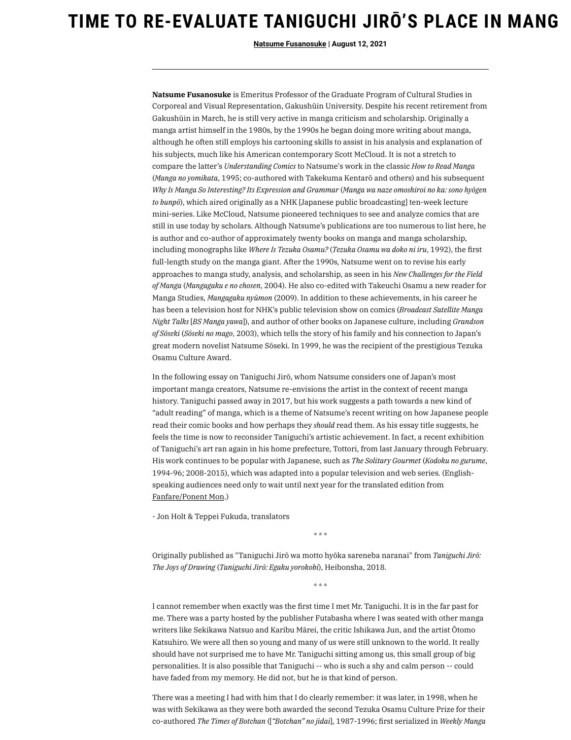# TIME TO RE-EVALUATE TANIGUCHI JIRŌ'S PLACE IN MANG

**Natsume Fusanosuke** | **August 12, 2021**

---

**Natsume Fusanosuke** is Emeritus Professor of the Graduate Program of Cultural Studies in Corporeal and Visual Representation, Gakushūin University. Despite his recent retirement from Gakushūin in March, he is still very active in manga criticism and scholarship. Originally a manga artist himself in the 1980s, by the 1990s he began doing more writing about manga, although he often still employs his cartooning skills to assist in his analysis and explanation of his subjects, much like his American contemporary Scott McCloud. It is not a stretch to compare the latter's *Understanding Comics* to Natsume's work in the classic *How to Read Manga* (*Manga no yomikata*, 1995; co-authored with Takekuma Kentarō and others) and his subsequent *Why Is Manga So Interesting? Its Expression and Grammar* (*Manga wa naze omoshiroi no ka: sono hyōgen to bunpō*), which aired originally as a NHK [Japanese public broadcasting] ten-week lecture mini-series. Like McCloud, Natsume pioneered techniques to see and analyze comics that are still in use today by scholars. Although Natsume's publications are too numerous to list here, he is author and co-author of approximately twenty books on manga and manga scholarship, including monographs like *Where Is Tezuka Osamu?* (*Tezuka Osamu wa doko ni iru*, 1992), the first full-length study on the manga giant. After the 1990s, Natsume went on to revise his early approaches to manga study, analysis, and scholarship, as seen in his *New Challenges for the Field of Manga* (*Mangagaku e no chosen*, 2004). He also co-edited with Takeuchi Osamu a new reader for Manga Studies, *Mangagaku nyūmon* (2009). In addition to these achievements, in his career he has been a television host for NHK's public television show on comics (*Broadcast Satellite Manga Night Talks* [*BS Manga yawa*]), and author of other books on Japanese culture, including *Grandson of Sōseki* (*Sōseki no mago*, 2003), which tells the story of his family and his connection to Japan's great modern novelist Natsume Sōseki. In 1999, he was the recipient of the prestigious Tezuka Osamu Culture Award.

In the following essay on Taniguchi Jirō, whom Natsume considers one of Japan's most important manga creators, Natsume re-envisions the artist in the context of recent manga history. Taniguchi passed away in 2017, but his work suggests a path towards a new kind of "adult reading" of manga, which is a theme of Natsume's recent writing on how Japanese people read their comic books and how perhaps they *should* read them. As his essay title suggests, he feels the time is now to reconsider Taniguchi's artistic achievement. In fact, a recent exhibition of Taniguchi's art ran again in his home prefecture, Tottori, from last January through February. His work continues to be popular with Japanese, such as *The Solitary Gourmet* (*Kodoku no gurume*, 1994-96; 2008-2015), which was adapted into a popular television and web series. (English-speaking audiences need only to wait until next year for the translated edition from Fanfare/Ponent Mon.)

- Jon Holt & Teppei Fukuda, translators

\* \* \*

Originally published as "Taniguchi Jirō wa motto hyōka sareneba naranai" from *Taniguchi Jirō: The Joys of Drawing* (*Taniguchi Jirō: Egaku yorokobi*), Heibonsha, 2018.

\* \* \*

I cannot remember when exactly was the first time I met Mr. Taniguchi. It is in the far past for me. There was a party hosted by the publisher Futabasha where I was seated with other manga writers like Sekikawa Natsuo and Karibu Mārei, the critic Ishikawa Jun, and the artist Ōtomo Katsuhiro. We were all then so young and many of us were still unknown to the world. It really should have not surprised me to have Mr. Taniguchi sitting among us, this small group of big personalities. It is also possible that Taniguchi -- who is such a shy and calm person -- could have faded from my memory. He did not, but he is that kind of person.

There was a meeting I had with him that I do clearly remember: it was later, in 1998, when he was with Sekikawa as they were both awarded the second Tezuka Osamu Culture Prize for their co-authored *The Times of Botchan* ([*"Botchan" no jidai*], 1987-1996; first serialized in *Weekly Manga*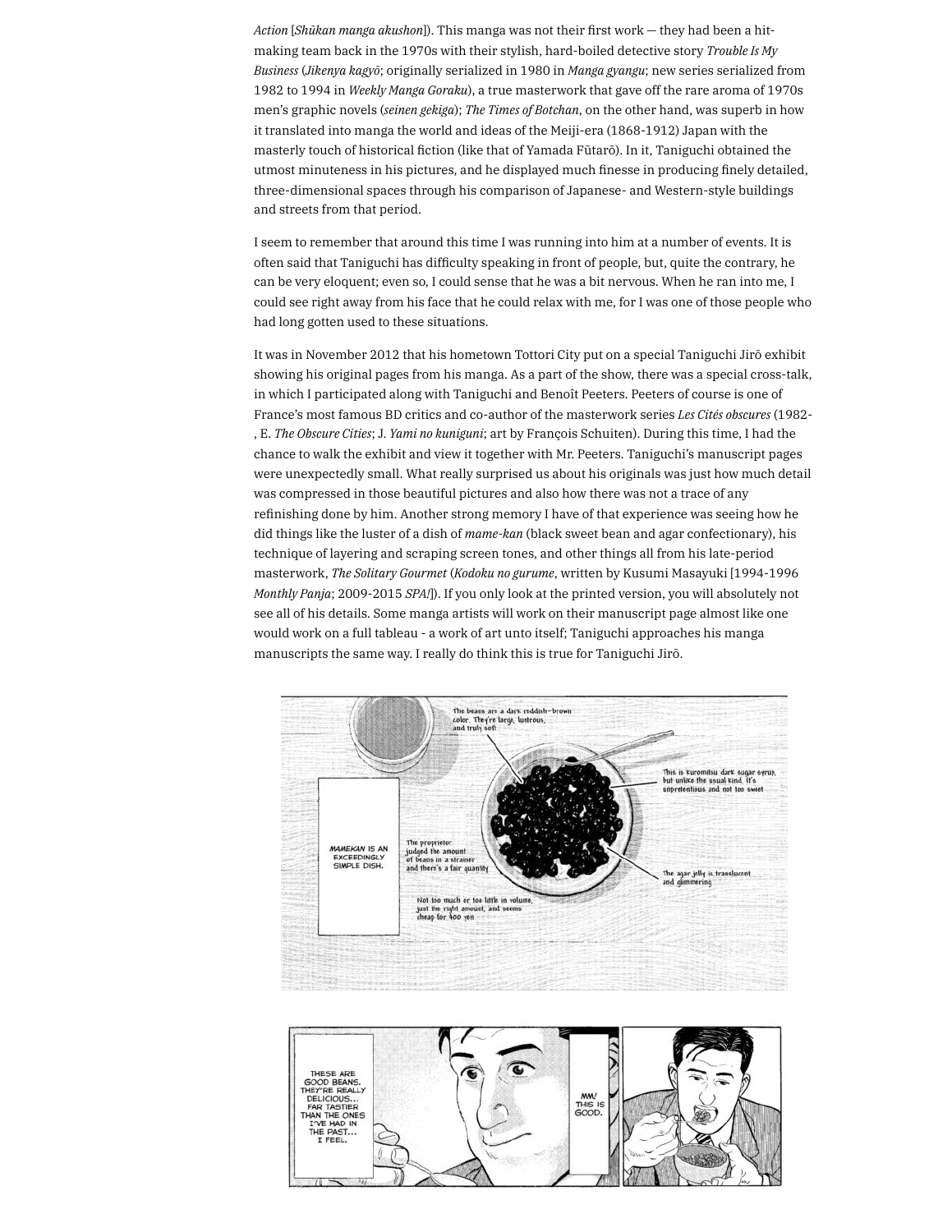*Action* [*Shūkan manga akushon*]). This manga was not their first work — they had been a hit-making team back in the 1970s with their stylish, hard-boiled detective story *Trouble Is My Business* (*Jikenya kagyō*; originally serialized in 1980 in *Manga gyangu*; new series serialized from 1982 to 1994 in *Weekly Manga Goraku*), a true masterwork that gave off the rare aroma of 1970s men's graphic novels (*seinen gekiga*); *The Times of Botchan*, on the other hand, was superb in how it translated into manga the world and ideas of the Meiji-era (1868-1912) Japan with the masterly touch of historical fiction (like that of Yamada Fūtarō). In it, Taniguchi obtained the utmost minuteness in his pictures, and he displayed much finesse in producing finely detailed, three-dimensional spaces through his comparison of Japanese- and Western-style buildings and streets from that period.

I seem to remember that around this time I was running into him at a number of events. It is often said that Taniguchi has difficulty speaking in front of people, but, quite the contrary, he can be very eloquent; even so, I could sense that he was a bit nervous. When he ran into me, I could see right away from his face that he could relax with me, for I was one of those people who had long gotten used to these situations.

It was in November 2012 that his hometown Tottori City put on a special Taniguchi Jirō exhibit showing his original pages from his manga. As a part of the show, there was a special cross-talk, in which I participated along with Taniguchi and Benoît Peeters. Peeters of course is one of France's most famous BD critics and co-author of the masterwork series *Les Cités obscures* (1982- , E. *The Obscure Cities*; J. *Yami no kuniguni*; art by François Schuiten). During this time, I had the chance to walk the exhibit and view it together with Mr. Peeters. Taniguchi's manuscript pages were unexpectedly small. What really surprised us about his originals was just how much detail was compressed in those beautiful pictures and also how there was not a trace of any refinishing done by him. Another strong memory I have of that experience was seeing how he did things like the luster of a dish of *mame-kan* (black sweet bean and agar confectionary), his technique of layering and scraping screen tones, and other things all from his late-period masterwork, *The Solitary Gourmet* (*Kodoku no gurume*, written by Kusumi Masayuki [1994-1996 *Monthly Panja*; 2009-2015 *SPA!*]). If you only look at the printed version, you will absolutely not see all of his details. Some manga artists will work on their manuscript page almost like one would work on a full tableau - a work of art unto itself; Taniguchi approaches his manga manuscripts the same way. I really do think this is true for Taniguchi Jirō.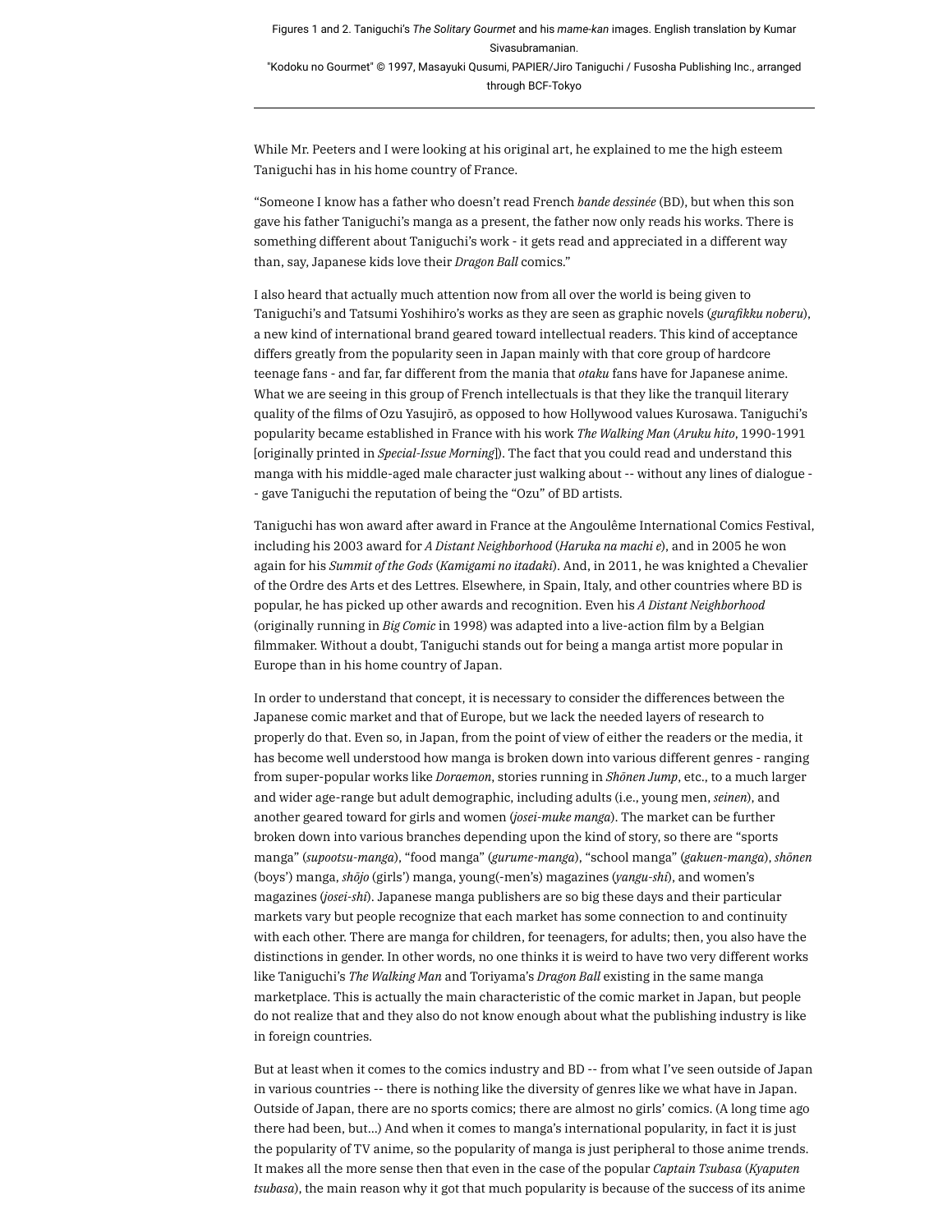Figures 1 and 2. Taniguchi's *The Solitary Gourmet* and his *mame-kan* images. English translation by Kumar Sivasubramanian.
"Kodoku no Gourmet" © 1997, Masayuki Qusumi, PAPIER/Jiro Taniguchi / Fusosha Publishing Inc., arranged through BCF-Tokyo

---

While Mr. Peeters and I were looking at his original art, he explained to me the high esteem Taniguchi has in his home country of France.

"Someone I know has a father who doesn't read French *bande dessinée* (BD), but when this son gave his father Taniguchi's manga as a present, the father now only reads his works. There is something different about Taniguchi's work - it gets read and appreciated in a different way than, say, Japanese kids love their *Dragon Ball* comics."

I also heard that actually much attention now from all over the world is being given to Taniguchi's and Tatsumi Yoshihiro's works as they are seen as graphic novels (*gurafikku noberu*), a new kind of international brand geared toward intellectual readers. This kind of acceptance differs greatly from the popularity seen in Japan mainly with that core group of hardcore teenage fans - and far, far different from the mania that *otaku* fans have for Japanese anime. What we are seeing in this group of French intellectuals is that they like the tranquil literary quality of the films of Ozu Yasujirō, as opposed to how Hollywood values Kurosawa. Taniguchi's popularity became established in France with his work *The Walking Man* (*Aruku hito*, 1990-1991 [originally printed in *Special-Issue Morning*]). The fact that you could read and understand this manga with his middle-aged male character just walking about -- without any lines of dialogue -- gave Taniguchi the reputation of being the "Ozu" of BD artists.

Taniguchi has won award after award in France at the Angoulême International Comics Festival, including his 2003 award for *A Distant Neighborhood* (*Haruka na machi e*), and in 2005 he won again for his *Summit of the Gods* (*Kamigami no itadaki*). And, in 2011, he was knighted a Chevalier of the Ordre des Arts et des Lettres. Elsewhere, in Spain, Italy, and other countries where BD is popular, he has picked up other awards and recognition. Even his *A Distant Neighborhood* (originally running in *Big Comic* in 1998) was adapted into a live-action film by a Belgian filmmaker. Without a doubt, Taniguchi stands out for being a manga artist more popular in Europe than in his home country of Japan.

In order to understand that concept, it is necessary to consider the differences between the Japanese comic market and that of Europe, but we lack the needed layers of research to properly do that. Even so, in Japan, from the point of view of either the readers or the media, it has become well understood how manga is broken down into various different genres - ranging from super-popular works like *Doraemon*, stories running in *Shōnen Jump*, etc., to a much larger and wider age-range but adult demographic, including adults (i.e., young men, *seinen*), and another geared toward for girls and women (*josei-muke manga*). The market can be further broken down into various branches depending upon the kind of story, so there are "sports manga" (*supootsu-manga*), "food manga" (*gurume-manga*), "school manga" (*gakuen-manga*), *shōnen* (boys') manga, *shōjo* (girls') manga, young(-men's) magazines (*yangu-shi*), and women's magazines (*josei-shi*). Japanese manga publishers are so big these days and their particular markets vary but people recognize that each market has some connection to and continuity with each other. There are manga for children, for teenagers, for adults; then, you also have the distinctions in gender. In other words, no one thinks it is weird to have two very different works like Taniguchi's *The Walking Man* and Toriyama's *Dragon Ball* existing in the same manga marketplace. This is actually the main characteristic of the comic market in Japan, but people do not realize that and they also do not know enough about what the publishing industry is like in foreign countries.

But at least when it comes to the comics industry and BD -- from what I've seen outside of Japan in various countries -- there is nothing like the diversity of genres like we what have in Japan. Outside of Japan, there are no sports comics; there are almost no girls' comics. (A long time ago there had been, but...) And when it comes to manga's international popularity, in fact it is just the popularity of TV anime, so the popularity of manga is just peripheral to those anime trends. It makes all the more sense then that even in the case of the popular *Captain Tsubasa* (*Kyaputen tsubasa*), the main reason why it got that much popularity is because of the success of its anime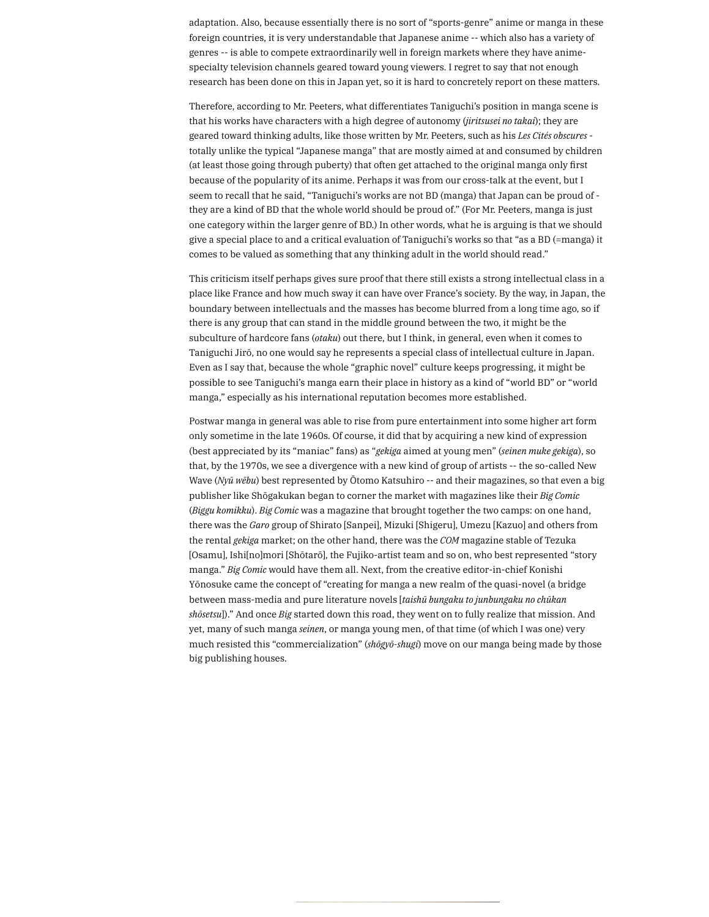adaptation. Also, because essentially there is no sort of "sports-genre" anime or manga in these foreign countries, it is very understandable that Japanese anime -- which also has a variety of genres -- is able to compete extraordinarily well in foreign markets where they have anime-specialty television channels geared toward young viewers. I regret to say that not enough research has been done on this in Japan yet, so it is hard to concretely report on these matters.

Therefore, according to Mr. Peeters, what differentiates Taniguchi's position in manga scene is that his works have characters with a high degree of autonomy (*jiritsusei no takai*); they are geared toward thinking adults, like those written by Mr. Peeters, such as his *Les Cités obscures* - totally unlike the typical "Japanese manga" that are mostly aimed at and consumed by children (at least those going through puberty) that often get attached to the original manga only first because of the popularity of its anime. Perhaps it was from our cross-talk at the event, but I seem to recall that he said, "Taniguchi's works are not BD (manga) that Japan can be proud of - they are a kind of BD that the whole world should be proud of." (For Mr. Peeters, manga is just one category within the larger genre of BD.) In other words, what he is arguing is that we should give a special place to and a critical evaluation of Taniguchi's works so that "as a BD (=manga) it comes to be valued as something that any thinking adult in the world should read."

This criticism itself perhaps gives sure proof that there still exists a strong intellectual class in a place like France and how much sway it can have over France's society. By the way, in Japan, the boundary between intellectuals and the masses has become blurred from a long time ago, so if there is any group that can stand in the middle ground between the two, it might be the subculture of hardcore fans (*otaku*) out there, but I think, in general, even when it comes to Taniguchi Jirō, no one would say he represents a special class of intellectual culture in Japan. Even as I say that, because the whole "graphic novel" culture keeps progressing, it might be possible to see Taniguchi's manga earn their place in history as a kind of "world BD" or "world manga," especially as his international reputation becomes more established.

Postwar manga in general was able to rise from pure entertainment into some higher art form only sometime in the late 1960s. Of course, it did that by acquiring a new kind of expression (best appreciated by its "maniac" fans) as "*gekiga* aimed at young men" (*seinen muke gekiga*), so that, by the 1970s, we see a divergence with a new kind of group of artists -- the so-called New Wave (*Nyū wēbu*) best represented by Ōtomo Katsuhiro -- and their magazines, so that even a big publisher like Shōgakukan began to corner the market with magazines like their *Big Comic* (*Biggu komikku*). *Big Comic* was a magazine that brought together the two camps: on one hand, there was the *Garo* group of Shirato [Sanpei], Mizuki [Shigeru], Umezu [Kazuo] and others from the rental *gekiga* market; on the other hand, there was the *COM* magazine stable of Tezuka [Osamu], Ishi[no]mori [Shōtarō], the Fujiko-artist team and so on, who best represented "story manga." *Big Comic* would have them all. Next, from the creative editor-in-chief Konishi Yōnosuke came the concept of "creating for manga a new realm of the quasi-novel (a bridge between mass-media and pure literature novels [*taishū bungaku to junbungaku no chūkan shōsetsu*])." And once *Big* started down this road, they went on to fully realize that mission. And yet, many of such manga *seinen*, or manga young men, of that time (of which I was one) very much resisted this "commercialization" (*shōgyō-shugi*) move on our manga being made by those big publishing houses.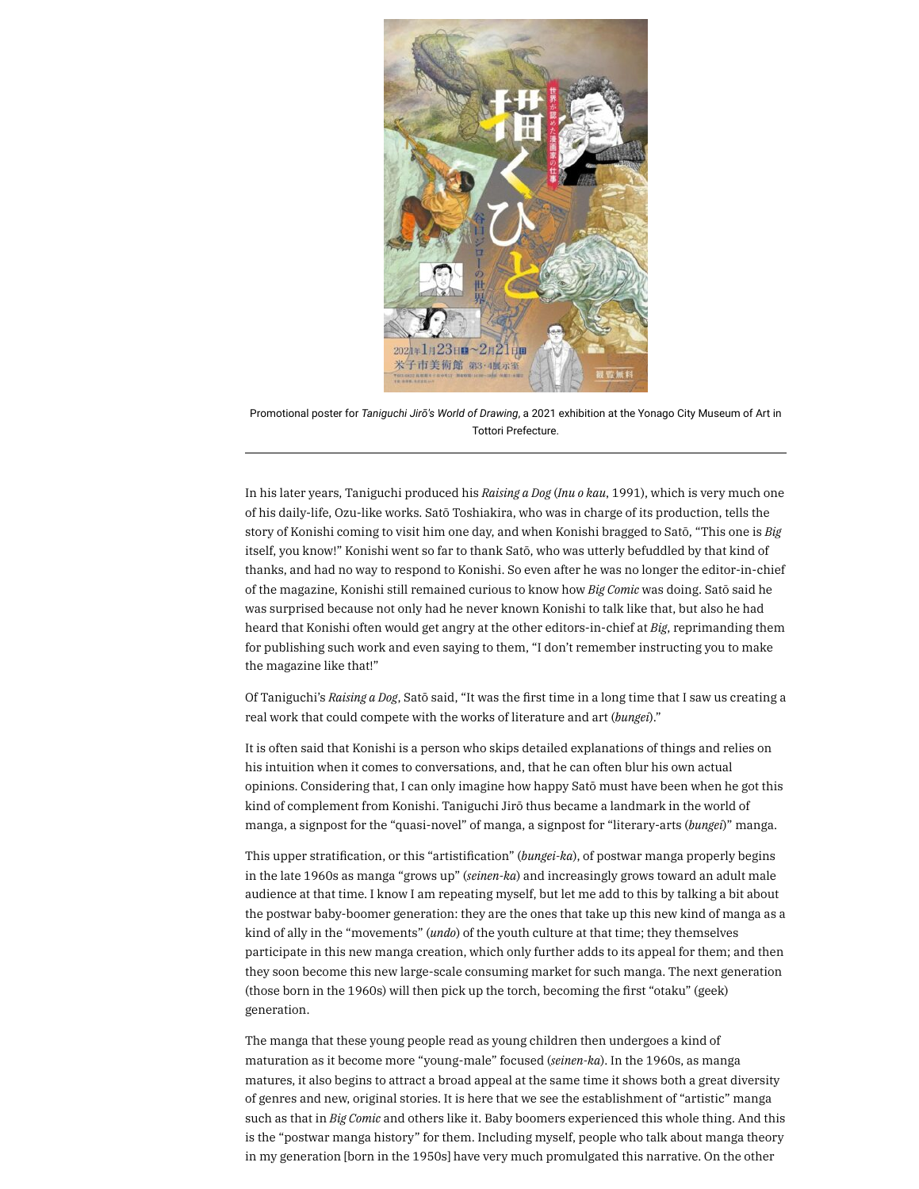Promotional poster for *Taniguchi Jirō's World of Drawing*, a 2021 exhibition at the Yonago City Museum of Art in Tottori Prefecture.

---

In his later years, Taniguchi produced his *Raising a Dog* (*Inu o kau*, 1991), which is very much one of his daily-life, Ozu-like works. Satō Toshiakira, who was in charge of its production, tells the story of Konishi coming to visit him one day, and when Konishi bragged to Satō, "This one is *Big* itself, you know!" Konishi went so far to thank Satō, who was utterly befuddled by that kind of thanks, and had no way to respond to Konishi. So even after he was no longer the editor-in-chief of the magazine, Konishi still remained curious to know how *Big Comic* was doing. Satō said he was surprised because not only had he never known Konishi to talk like that, but also he had heard that Konishi often would get angry at the other editors-in-chief at *Big*, reprimanding them for publishing such work and even saying to them, "I don't remember instructing you to make the magazine like that!"

Of Taniguchi's *Raising a Dog*, Satō said, "It was the first time in a long time that I saw us creating a real work that could compete with the works of literature and art (*bungei*)."

It is often said that Konishi is a person who skips detailed explanations of things and relies on his intuition when it comes to conversations, and, that he can often blur his own actual opinions. Considering that, I can only imagine how happy Satō must have been when he got this kind of complement from Konishi. Taniguchi Jirō thus became a landmark in the world of manga, a signpost for the "quasi-novel" of manga, a signpost for "literary-arts (*bungei*)" manga.

This upper stratification, or this "artistification" (*bungei-ka*), of postwar manga properly begins in the late 1960s as manga "grows up" (*seinen-ka*) and increasingly grows toward an adult male audience at that time. I know I am repeating myself, but let me add to this by talking a bit about the postwar baby-boomer generation: they are the ones that take up this new kind of manga as a kind of ally in the "movements" (*undo*) of the youth culture at that time; they themselves participate in this new manga creation, which only further adds to its appeal for them; and then they soon become this new large-scale consuming market for such manga. The next generation (those born in the 1960s) will then pick up the torch, becoming the first "otaku" (geek) generation.

The manga that these young people read as young children then undergoes a kind of maturation as it become more "young-male" focused (*seinen-ka*). In the 1960s, as manga matures, it also begins to attract a broad appeal at the same time it shows both a great diversity of genres and new, original stories. It is here that we see the establishment of "artistic" manga such as that in *Big Comic* and others like it. Baby boomers experienced this whole thing. And this is the "postwar manga history" for them. Including myself, people who talk about manga theory in my generation [born in the 1950s] have very much promulgated this narrative. On the other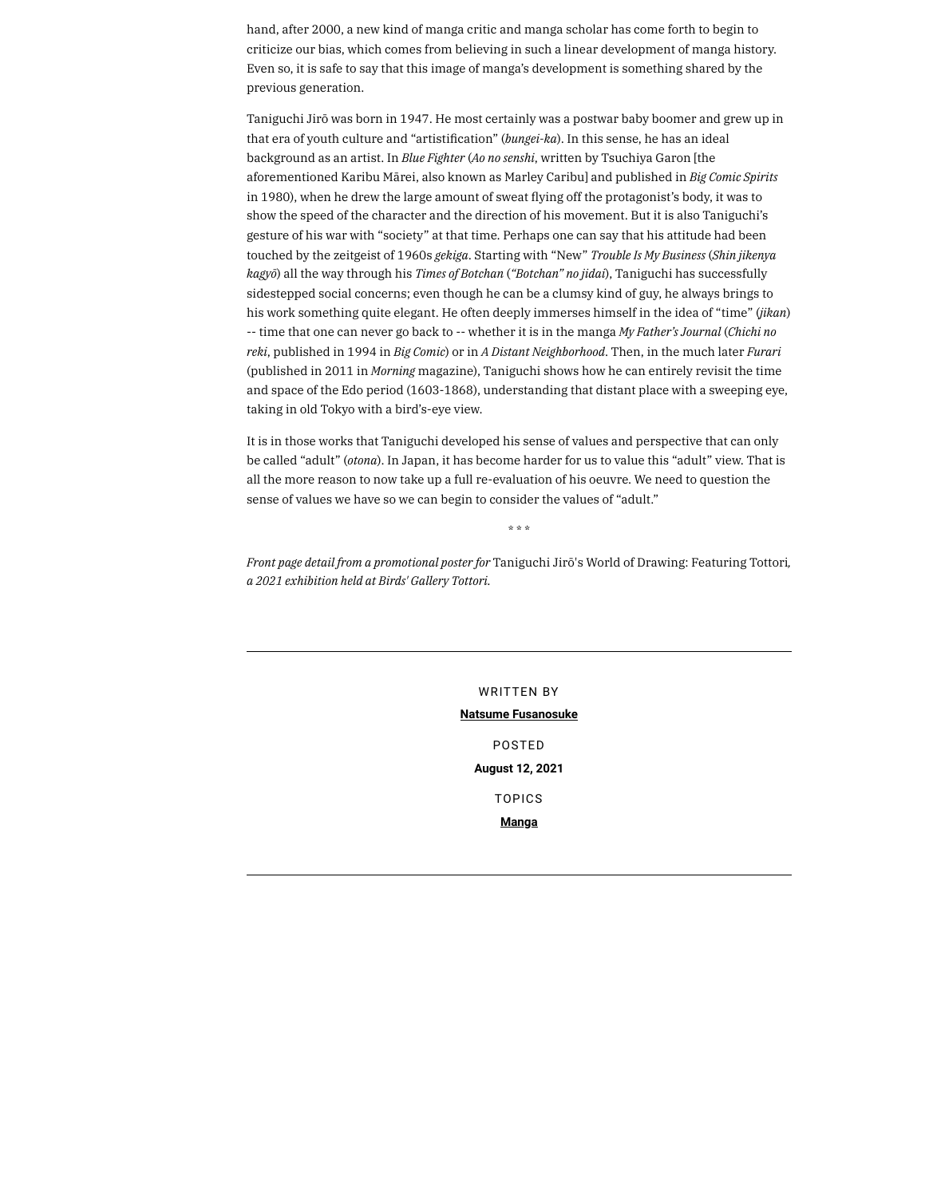hand, after 2000, a new kind of manga critic and manga scholar has come forth to begin to criticize our bias, which comes from believing in such a linear development of manga history. Even so, it is safe to say that this image of manga's development is something shared by the previous generation.

Taniguchi Jirō was born in 1947. He most certainly was a postwar baby boomer and grew up in that era of youth culture and "artistification" (*bungei-ka*). In this sense, he has an ideal background as an artist. In *Blue Fighter* (*Ao no senshi*, written by Tsuchiya Garon [the aforementioned Karibu Mārei, also known as Marley Caribu] and published in *Big Comic Spirits* in 1980), when he drew the large amount of sweat flying off the protagonist's body, it was to show the speed of the character and the direction of his movement. But it is also Taniguchi's gesture of his war with "society" at that time. Perhaps one can say that his attitude had been touched by the zeitgeist of 1960s *gekiga*. Starting with "New" *Trouble Is My Business* (*Shin jikenya kagyō*) all the way through his *Times of Botchan* (*"Botchan" no jidai*), Taniguchi has successfully sidestepped social concerns; even though he can be a clumsy kind of guy, he always brings to his work something quite elegant. He often deeply immerses himself in the idea of "time" (*jikan*) -- time that one can never go back to -- whether it is in the manga *My Father's Journal* (*Chichi no reki*, published in 1994 in *Big Comic*) or in *A Distant Neighborhood*. Then, in the much later *Furari* (published in 2011 in *Morning* magazine), Taniguchi shows how he can entirely revisit the time and space of the Edo period (1603-1868), understanding that distant place with a sweeping eye, taking in old Tokyo with a bird's-eye view.

It is in those works that Taniguchi developed his sense of values and perspective that can only be called "adult" (*otona*). In Japan, it has become harder for us to value this "adult" view. That is all the more reason to now take up a full re-evaluation of his oeuvre. We need to question the sense of values we have so we can begin to consider the values of "adult."

\* \* \*

*Front page detail from a promotional poster for* Taniguchi Jirō's World of Drawing: Featuring Tottori*, a 2021 exhibition held at Birds' Gallery Tottori.*

---

WRITTEN BY

**Natsume Fusanosuke**

POSTED

**August 12, 2021**

TOPICS

**Manga**

---